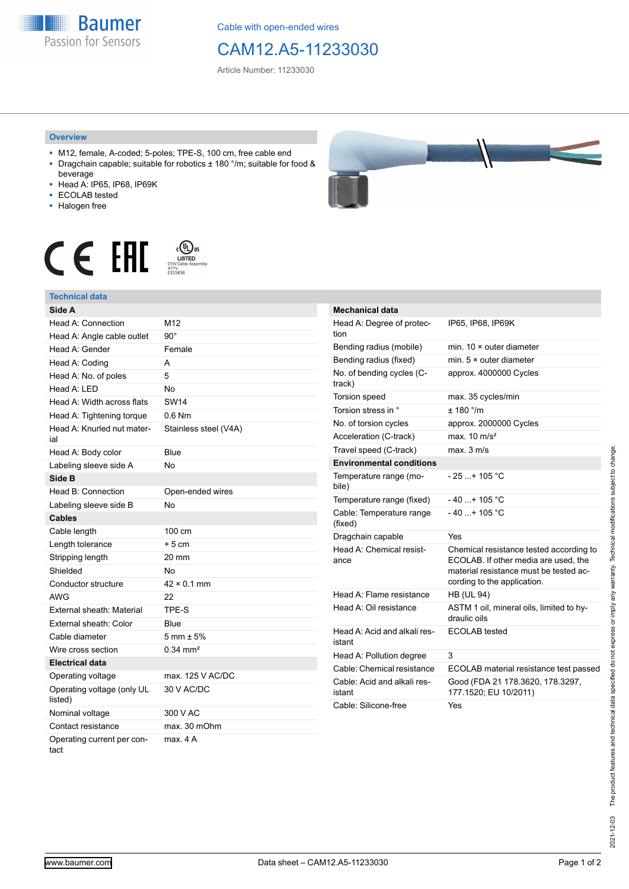Cable with open-ended wires

# CAM12.A5-11233030

Article Number: 11233030

## Overview

- M12, female, A-coded; 5-poles; TPE-S, 100 cm, free cable end
- Dragchain capable; suitable for robotics ± 180 °/m; suitable for food & beverage
- Head A: IP65, IP68, IP69K
- ECOLAB tested
- Halogen free

## Technical data

| Side A | |
|---|---|
| Head A: Connection | M12 |
| Head A: Angle cable outlet | 90° |
| Head A: Gender | Female |
| Head A: Coding | A |
| Head A: No. of poles | 5 |
| Head A: LED | No |
| Head A: Width across flats | SW14 |
| Head A: Tightening torque | 0.6 Nm |
| Head A: Knurled nut material | Stainless steel (V4A) |
| Head A: Body color | Blue |
| Labeling sleeve side A | No |
| **Side B** | |
| Head B: Connection | Open-ended wires |
| Labeling sleeve side B | No |
| **Cables** | |
| Cable length | 100 cm |
| Length tolerance | + 5 cm |
| Stripping length | 20 mm |
| Shielded | No |
| Conductor structure | 42 × 0.1 mm |
| AWG | 22 |
| External sheath: Material | TPE-S |
| External sheath: Color | Blue |
| Cable diameter | 5 mm ± 5% |
| Wire cross section | 0.34 mm² |
| **Electrical data** | |
| Operating voltage | max. 125 V AC/DC |
| Operating voltage (only UL listed) | 30 V AC/DC |
| Nominal voltage | 300 V AC |
| Contact resistance | max. 30 mOhm |
| Operating current per contact | max. 4 A |

| Mechanical data | |
|---|---|
| Head A: Degree of protection | IP65, IP68, IP69K |
| Bending radius (mobile) | min. 10 × outer diameter |
| Bending radius (fixed) | min. 5 × outer diameter |
| No. of bending cycles (C-track) | approx. 4000000 Cycles |
| Torsion speed | max. 35 cycles/min |
| Torsion stress in ° | ± 180 °/m |
| No. of torsion cycles | approx. 2000000 Cycles |
| Acceleration (C-track) | max. 10 m/s² |
| Travel speed (C-track) | max. 3 m/s |
| **Environmental conditions** | |
| Temperature range (mobile) | - 25 ...+ 105 °C |
| Temperature range (fixed) | - 40 ...+ 105 °C |
| Cable: Temperature range (fixed) | - 40 ...+ 105 °C |
| Dragchain capable | Yes |
| Head A: Chemical resistance | Chemical resistance tested according to ECOLAB. If other media are used, the material resistance must be tested according to the application. |
| Head A: Flame resistance | HB (UL 94) |
| Head A: Oil resistance | ASTM 1 oil, mineral oils, limited to hydraulic oils |
| Head A: Acid and alkali resistant | ECOLAB tested |
| Head A: Pollution degree | 3 |
| Cable: Chemical resistance | ECOLAB material resistance test passed |
| Cable: Acid and alkali resistant | Good (FDA 21 178.3620, 178.3297, 177.1520; EU 10/2011) |
| Cable: Silicone-free | Yes |

The product features and technical data specified do not express or imply any warranty. Technical modifications subject to change.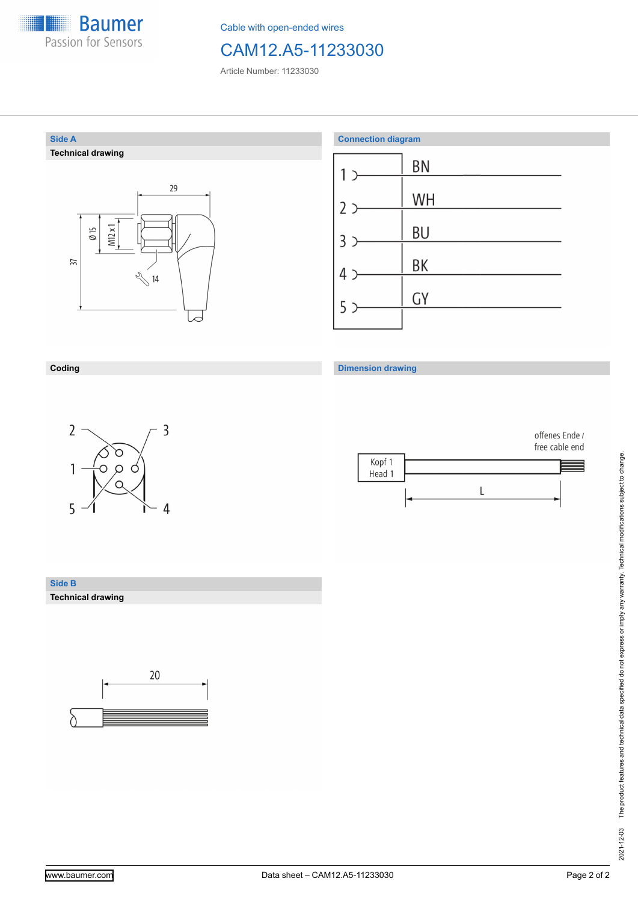Cable with open-ended wires

# CAM12.A5-11233030

Article Number: 11233030

## Side A

### Technical drawing

29

37

Ø 15

M12 x 1

14

## Connection diagram

1 BN

2 WH

3 BU

4 BK

5 GY

### Coding

2

3

1

5

4

## Dimension drawing

offenes Ende / free cable end

Kopf 1
Head 1

L

## Side B

### Technical drawing

20

The product features and technical data specified do not express or imply any warranty. Technical modifications subject to change.

2021-12-03

www.baumer.com

Data sheet – CAM12.A5-11233030